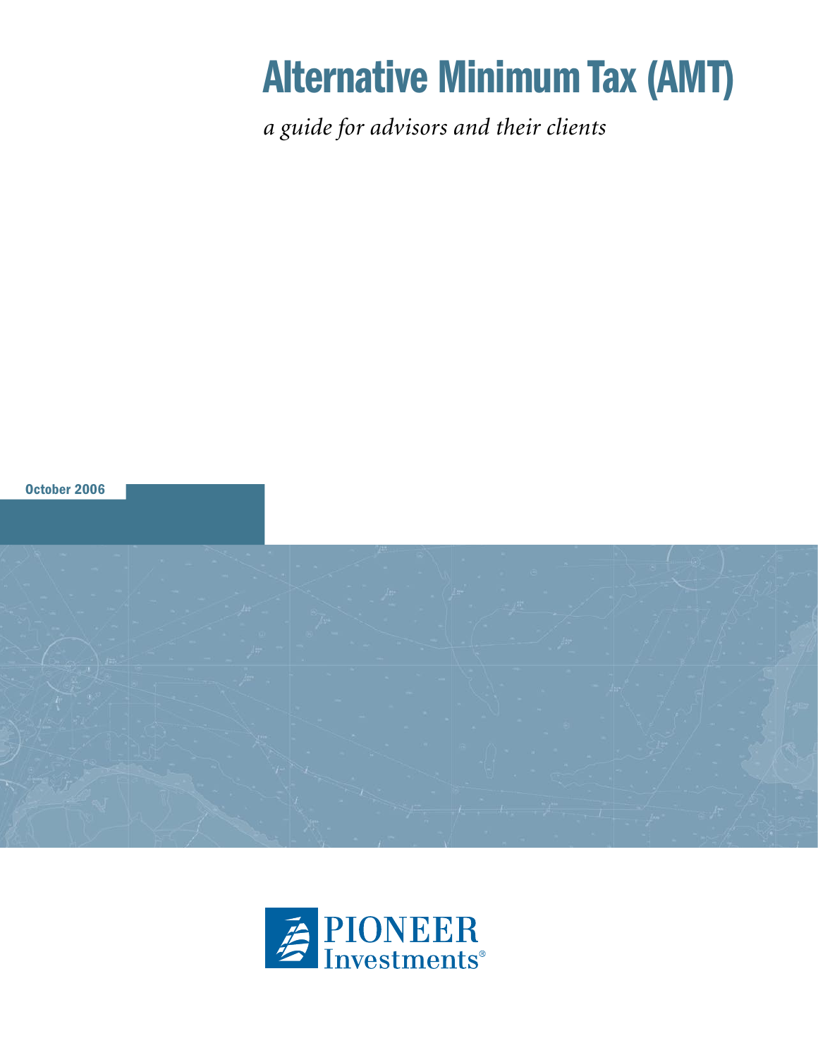# Alternative Minimum Tax (AMT)

*a guide for advisors and their clients*

October 2006

PIONEER Investments®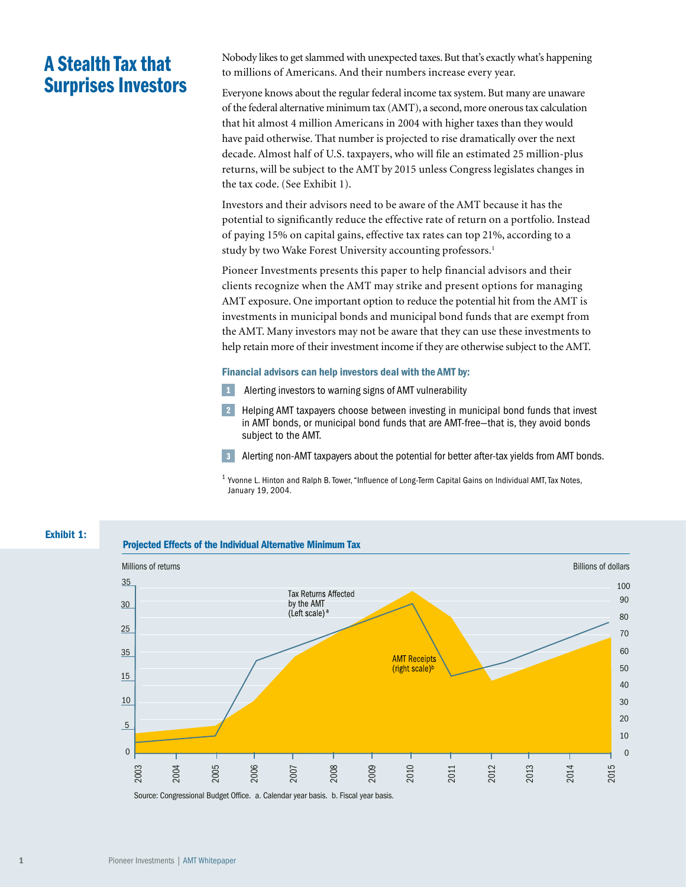# A Stealth Tax that Surprises Investors

Nobody likes to get slammed with unexpected taxes. But that's exactly what's happening to millions of Americans. And their numbers increase every year.

Everyone knows about the regular federal income tax system. But many are unaware of the federal alternative minimum tax (AMT), a second, more onerous tax calculation that hit almost 4 million Americans in 2004 with higher taxes than they would have paid otherwise. That number is projected to rise dramatically over the next decade. Almost half of U.S. taxpayers, who will file an estimated 25 million-plus returns, will be subject to the AMT by 2015 unless Congress legislates changes in the tax code. (See Exhibit 1).

Investors and their advisors need to be aware of the AMT because it has the potential to significantly reduce the effective rate of return on a portfolio. Instead of paying 15% on capital gains, effective tax rates can top 21%, according to a study by two Wake Forest University accounting professors.[1]

Pioneer Investments presents this paper to help financial advisors and their clients recognize when the AMT may strike and present options for managing AMT exposure. One important option to reduce the potential hit from the AMT is investments in municipal bonds and municipal bond funds that are exempt from the AMT. Many investors may not be aware that they can use these investments to help retain more of their investment income if they are otherwise subject to the AMT.

**Financial advisors can help investors deal with the AMT by:**

1. Alerting investors to warning signs of AMT vulnerability
2. Helping AMT taxpayers choose between investing in municipal bond funds that invest in AMT bonds, or municipal bond funds that are AMT-free—that is, they avoid bonds subject to the AMT.
3. Alerting non-AMT taxpayers about the potential for better after-tax yields from AMT bonds.

[1] Yvonne L. Hinton and Ralph B. Tower, "Influence of Long-Term Capital Gains on Individual AMT, Tax Notes, January 19, 2004.

**Exhibit 1:**

**Projected Effects of the Individual Alternative Minimum Tax**

Source: Congressional Budget Office. a. Calendar year basis. b. Fiscal year basis.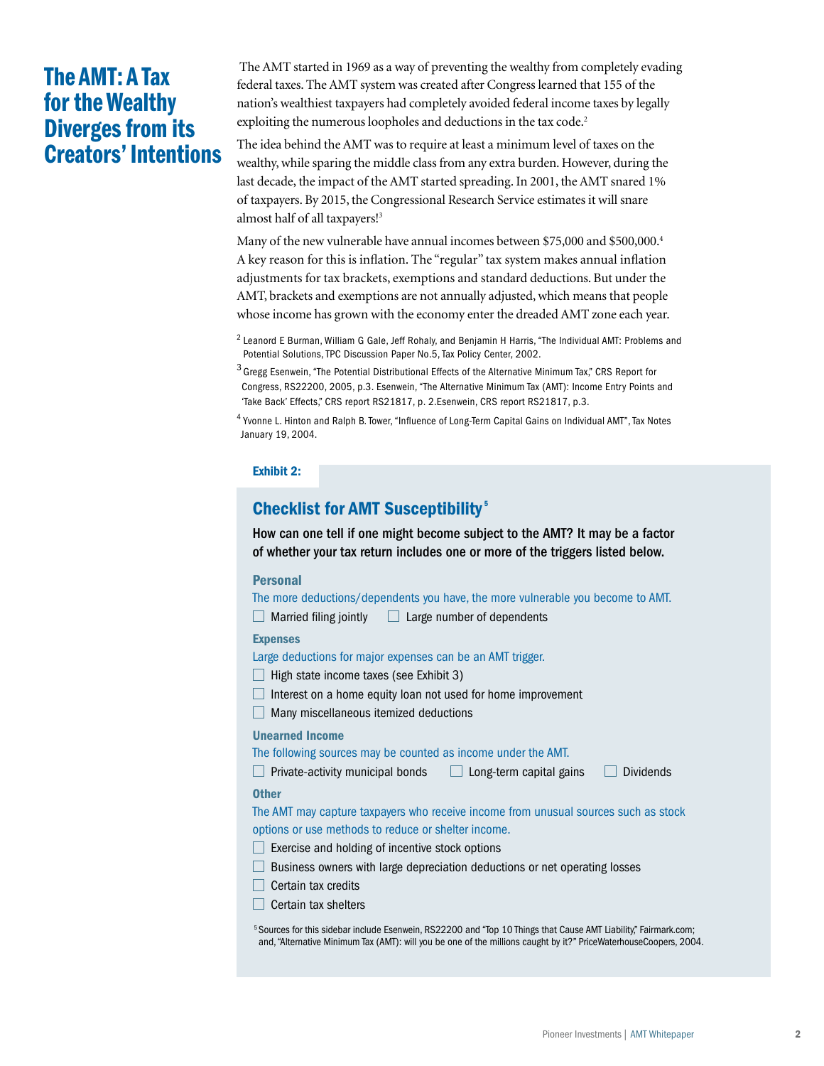## The AMT: A Tax for the Wealthy Diverges from its Creators' Intentions

The AMT started in 1969 as a way of preventing the wealthy from completely evading federal taxes. The AMT system was created after Congress learned that 155 of the nation's wealthiest taxpayers had completely avoided federal income taxes by legally exploiting the numerous loopholes and deductions in the tax code.[2]

The idea behind the AMT was to require at least a minimum level of taxes on the wealthy, while sparing the middle class from any extra burden. However, during the last decade, the impact of the AMT started spreading. In 2001, the AMT snared 1% of taxpayers. By 2015, the Congressional Research Service estimates it will snare almost half of all taxpayers![3]

Many of the new vulnerable have annual incomes between $75,000 and $500,000.[4] A key reason for this is inflation. The "regular" tax system makes annual inflation adjustments for tax brackets, exemptions and standard deductions. But under the AMT, brackets and exemptions are not annually adjusted, which means that people whose income has grown with the economy enter the dreaded AMT zone each year.

[2] Leanord E Burman, William G Gale, Jeff Rohaly, and Benjamin H Harris, "The Individual AMT: Problems and Potential Solutions, TPC Discussion Paper No.5, Tax Policy Center, 2002.

[3] Gregg Esenwein, "The Potential Distributional Effects of the Alternative Minimum Tax," CRS Report for Congress, RS22200, 2005, p.3. Esenwein, "The Alternative Minimum Tax (AMT): Income Entry Points and 'Take Back' Effects," CRS report RS21817, p. 2.Esenwein, CRS report RS21817, p.3.

[4] Yvonne L. Hinton and Ralph B. Tower, "Influence of Long-Term Capital Gains on Individual AMT", Tax Notes January 19, 2004.

**Exhibit 2:**

### Checklist for AMT Susceptibility[5]

**How can one tell if one might become subject to the AMT? It may be a factor of whether your tax return includes one or more of the triggers listed below.**

**Personal**

The more deductions/dependents you have, the more vulnerable you become to AMT.

- ☐ Married filing jointly
- ☐ Large number of dependents

**Expenses**

Large deductions for major expenses can be an AMT trigger.

- ☐ High state income taxes (see Exhibit 3)
- ☐ Interest on a home equity loan not used for home improvement
- ☐ Many miscellaneous itemized deductions

**Unearned Income**

The following sources may be counted as income under the AMT.

- ☐ Private-activity municipal bonds
- ☐ Long-term capital gains
- ☐ Dividends

**Other**

The AMT may capture taxpayers who receive income from unusual sources such as stock options or use methods to reduce or shelter income.

- ☐ Exercise and holding of incentive stock options
- ☐ Business owners with large depreciation deductions or net operating losses
- ☐ Certain tax credits
- ☐ Certain tax shelters

[5] Sources for this sidebar include Esenwein, RS22200 and "Top 10 Things that Cause AMT Liability," Fairmark.com; and, "Alternative Minimum Tax (AMT): will you be one of the millions caught by it?" PriceWaterhouseCoopers, 2004.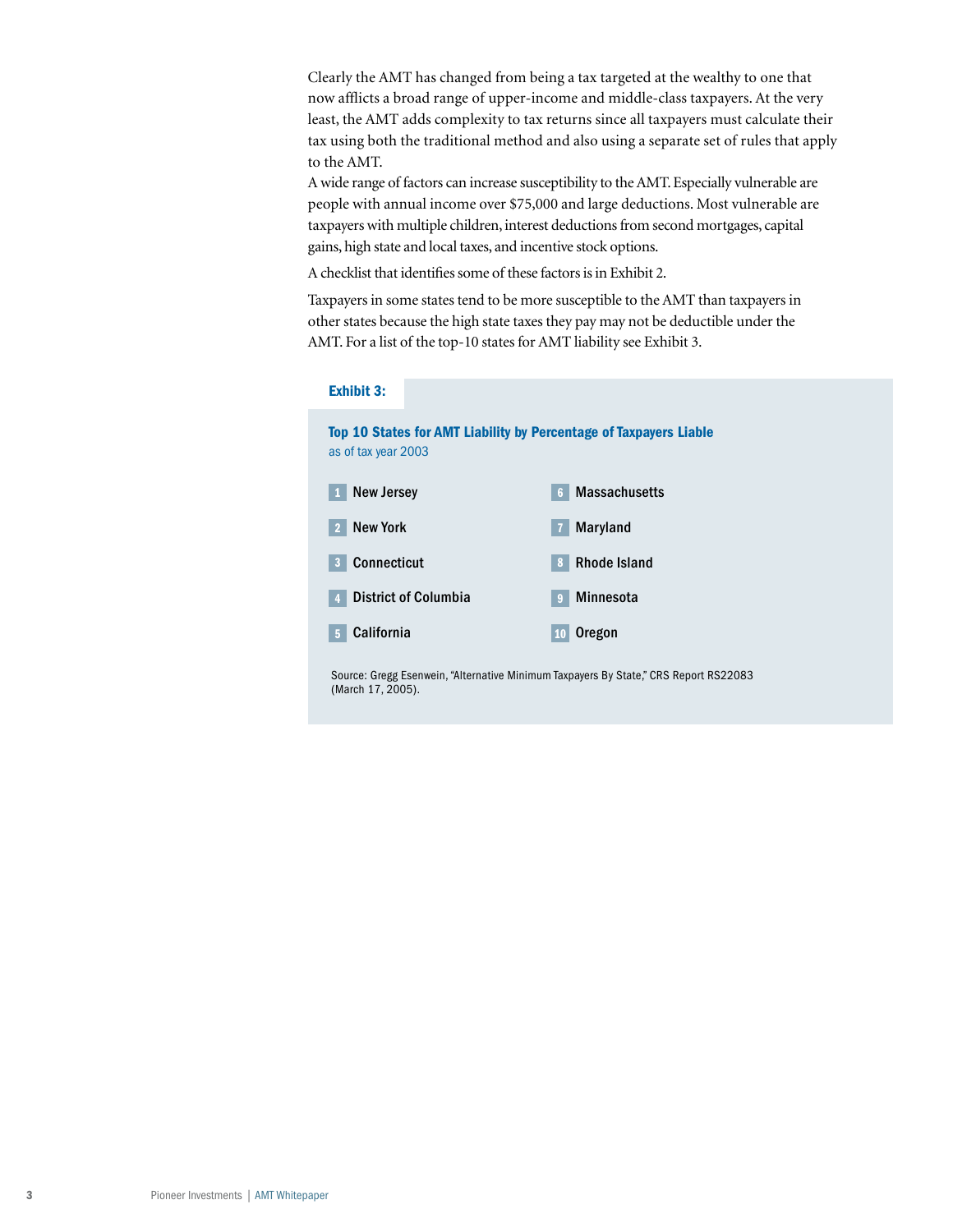Clearly the AMT has changed from being a tax targeted at the wealthy to one that now afflicts a broad range of upper-income and middle-class taxpayers. At the very least, the AMT adds complexity to tax returns since all taxpayers must calculate their tax using both the traditional method and also using a separate set of rules that apply to the AMT.

A wide range of factors can increase susceptibility to the AMT. Especially vulnerable are people with annual income over $75,000 and large deductions. Most vulnerable are taxpayers with multiple children, interest deductions from second mortgages, capital gains, high state and local taxes, and incentive stock options.

A checklist that identifies some of these factors is in Exhibit 2.

Taxpayers in some states tend to be more susceptible to the AMT than taxpayers in other states because the high state taxes they pay may not be deductible under the AMT. For a list of the top-10 states for AMT liability see Exhibit 3.

**Exhibit 3:**

**Top 10 States for AMT Liability by Percentage of Taxpayers Liable**
as of tax year 2003

1. New Jersey
2. New York
3. Connecticut
4. District of Columbia
5. California
6. Massachusetts
7. Maryland
8. Rhode Island
9. Minnesota
10. Oregon

Source: Gregg Esenwein, "Alternative Minimum Taxpayers By State," CRS Report RS22083 (March 17, 2005).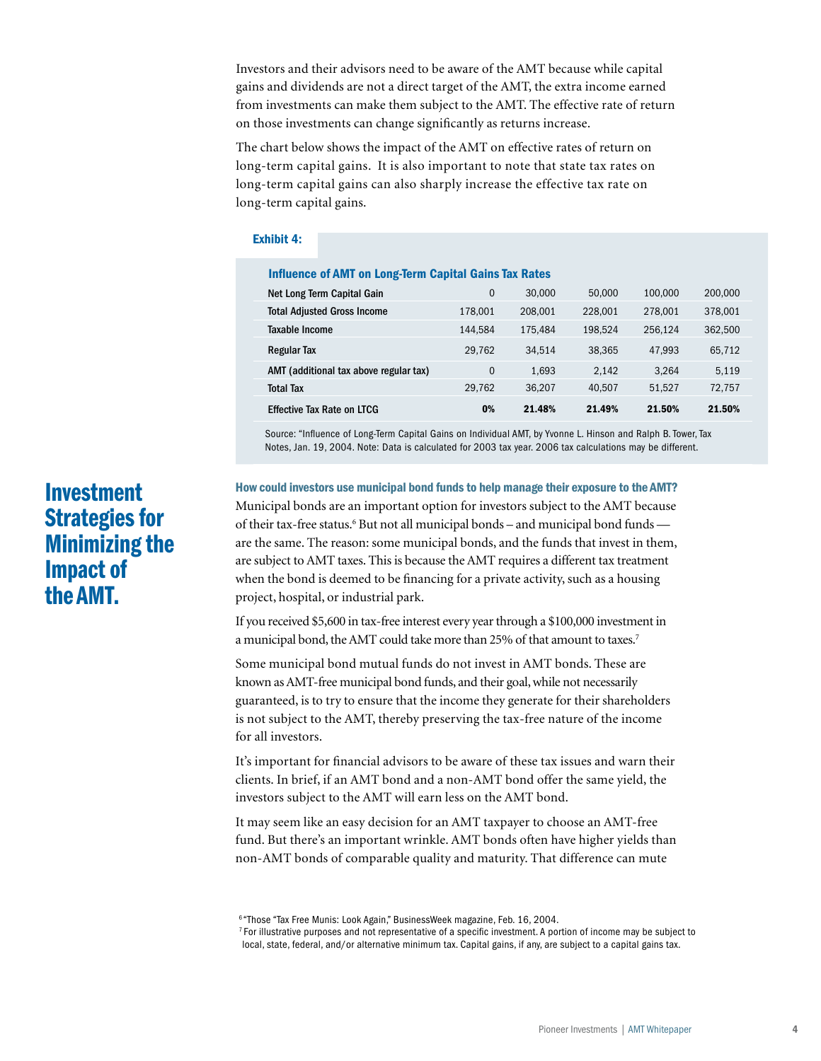Investors and their advisors need to be aware of the AMT because while capital gains and dividends are not a direct target of the AMT, the extra income earned from investments can make them subject to the AMT. The effective rate of return on those investments can change significantly as returns increase.

The chart below shows the impact of the AMT on effective rates of return on long-term capital gains. It is also important to note that state tax rates on long-term capital gains can also sharply increase the effective tax rate on long-term capital gains.

**Exhibit 4:**

**Influence of AMT on Long-Term Capital Gains Tax Rates**

| Net Long Term Capital Gain | 0 | 30,000 | 50,000 | 100,000 | 200,000 |
|---|---|---|---|---|---|
| Total Adjusted Gross Income | 178,001 | 208,001 | 228,001 | 278,001 | 378,001 |
| Taxable Income | 144,584 | 175,484 | 198,524 | 256,124 | 362,500 |
| Regular Tax | 29,762 | 34,514 | 38,365 | 47,993 | 65,712 |
| AMT (additional tax above regular tax) | 0 | 1,693 | 2,142 | 3,264 | 5,119 |
| Total Tax | 29,762 | 36,207 | 40,507 | 51,527 | 72,757 |
| Effective Tax Rate on LTCG | **0%** | **21.48%** | **21.49%** | **21.50%** | **21.50%** |

Source: "Influence of Long-Term Capital Gains on Individual AMT, by Yvonne L. Hinson and Ralph B. Tower, Tax Notes, Jan. 19, 2004. Note: Data is calculated for 2003 tax year. 2006 tax calculations may be different.

# Investment Strategies for Minimizing the Impact of the AMT.

**How could investors use municipal bond funds to help manage their exposure to the AMT?**

Municipal bonds are an important option for investors subject to the AMT because of their tax-free status.[6] But not all municipal bonds – and municipal bond funds — are the same. The reason: some municipal bonds, and the funds that invest in them, are subject to AMT taxes. This is because the AMT requires a different tax treatment when the bond is deemed to be financing for a private activity, such as a housing project, hospital, or industrial park.

If you received $5,600 in tax-free interest every year through a $100,000 investment in a municipal bond, the AMT could take more than 25% of that amount to taxes.[7]

Some municipal bond mutual funds do not invest in AMT bonds. These are known as AMT-free municipal bond funds, and their goal, while not necessarily guaranteed, is to try to ensure that the income they generate for their shareholders is not subject to the AMT, thereby preserving the tax-free nature of the income for all investors.

It's important for financial advisors to be aware of these tax issues and warn their clients. In brief, if an AMT bond and a non-AMT bond offer the same yield, the investors subject to the AMT will earn less on the AMT bond.

It may seem like an easy decision for an AMT taxpayer to choose an AMT-free fund. But there's an important wrinkle. AMT bonds often have higher yields than non-AMT bonds of comparable quality and maturity. That difference can mute

[6] "Those "Tax Free Munis: Look Again," BusinessWeek magazine, Feb. 16, 2004.

[7] For illustrative purposes and not representative of a specific investment. A portion of income may be subject to local, state, federal, and/or alternative minimum tax. Capital gains, if any, are subject to a capital gains tax.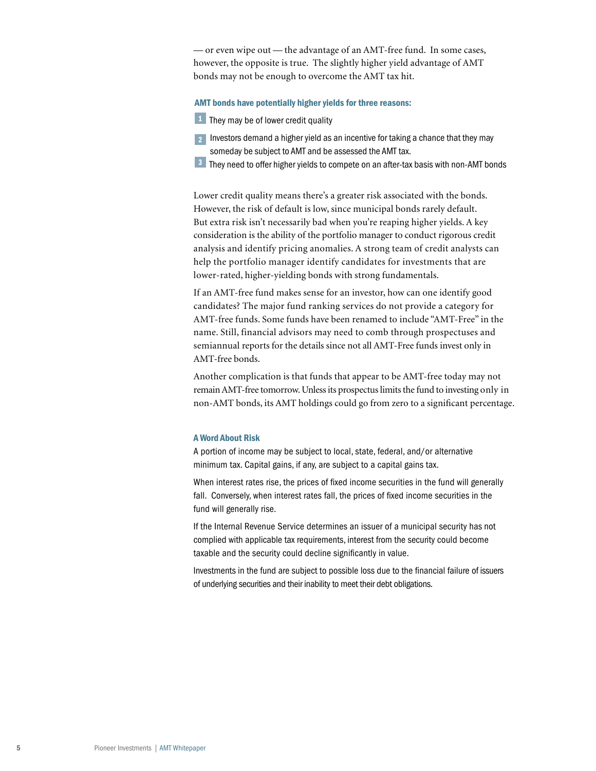— or even wipe out — the advantage of an AMT-free fund. In some cases, however, the opposite is true. The slightly higher yield advantage of AMT bonds may not be enough to overcome the AMT tax hit.

#### AMT bonds have potentially higher yields for three reasons:

1. They may be of lower credit quality
2. Investors demand a higher yield as an incentive for taking a chance that they may someday be subject to AMT and be assessed the AMT tax.
3. They need to offer higher yields to compete on an after-tax basis with non-AMT bonds

Lower credit quality means there's a greater risk associated with the bonds. However, the risk of default is low, since municipal bonds rarely default. But extra risk isn't necessarily bad when you're reaping higher yields. A key consideration is the ability of the portfolio manager to conduct rigorous credit analysis and identify pricing anomalies. A strong team of credit analysts can help the portfolio manager identify candidates for investments that are lower-rated, higher-yielding bonds with strong fundamentals.

If an AMT-free fund makes sense for an investor, how can one identify good candidates? The major fund ranking services do not provide a category for AMT-free funds. Some funds have been renamed to include "AMT-Free" in the name. Still, financial advisors may need to comb through prospectuses and semiannual reports for the details since not all AMT-Free funds invest only in AMT-free bonds.

Another complication is that funds that appear to be AMT-free today may not remain AMT-free tomorrow. Unless its prospectus limits the fund to investing only in non-AMT bonds, its AMT holdings could go from zero to a significant percentage.

#### A Word About Risk

A portion of income may be subject to local, state, federal, and/or alternative minimum tax. Capital gains, if any, are subject to a capital gains tax.

When interest rates rise, the prices of fixed income securities in the fund will generally fall. Conversely, when interest rates fall, the prices of fixed income securities in the fund will generally rise.

If the Internal Revenue Service determines an issuer of a municipal security has not complied with applicable tax requirements, interest from the security could become taxable and the security could decline significantly in value.

Investments in the fund are subject to possible loss due to the financial failure of issuers of underlying securities and their inability to meet their debt obligations.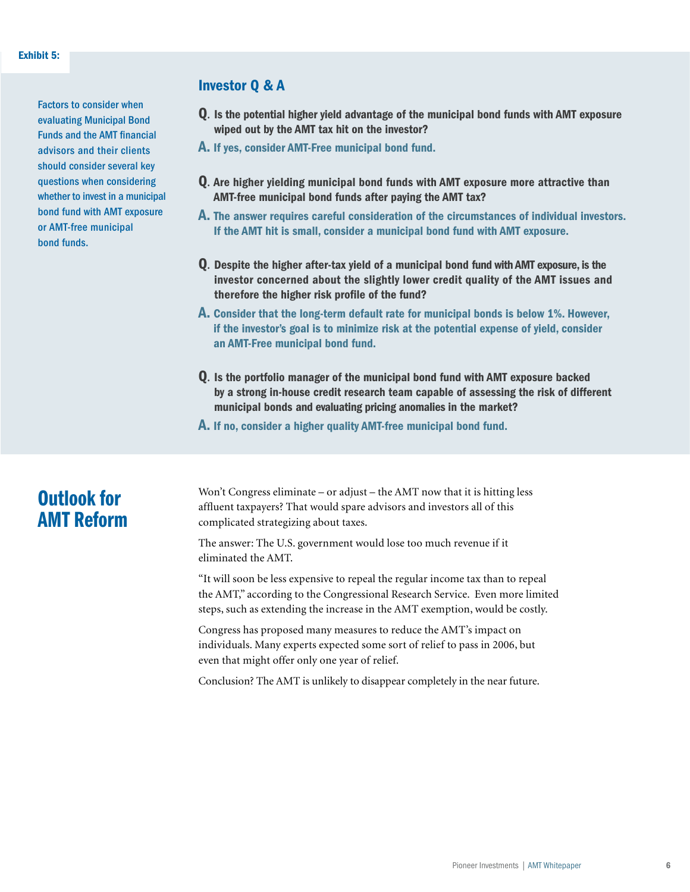**Exhibit 5:**

Factors to consider when evaluating Municipal Bond Funds and the AMT financial advisors and their clients should consider several key questions when considering whether to invest in a municipal bond fund with AMT exposure or AMT-free municipal bond funds.

## Investor Q & A

**Q.** Is the potential higher yield advantage of the municipal bond funds with AMT exposure wiped out by the AMT tax hit on the investor?

**A.** If yes, consider AMT-Free municipal bond fund.

**Q.** Are higher yielding municipal bond funds with AMT exposure more attractive than AMT-free municipal bond funds after paying the AMT tax?

**A.** The answer requires careful consideration of the circumstances of individual investors. If the AMT hit is small, consider a municipal bond fund with AMT exposure.

**Q.** Despite the higher after-tax yield of a municipal bond fund with AMT exposure, is the investor concerned about the slightly lower credit quality of the AMT issues and therefore the higher risk profile of the fund?

**A.** Consider that the long-term default rate for municipal bonds is below 1%. However, if the investor's goal is to minimize risk at the potential expense of yield, consider an AMT-Free municipal bond fund.

**Q.** Is the portfolio manager of the municipal bond fund with AMT exposure backed by a strong in-house credit research team capable of assessing the risk of different municipal bonds and evaluating pricing anomalies in the market?

**A.** If no, consider a higher quality AMT-free municipal bond fund.

# Outlook for AMT Reform

Won't Congress eliminate – or adjust – the AMT now that it is hitting less affluent taxpayers? That would spare advisors and investors all of this complicated strategizing about taxes.

The answer: The U.S. government would lose too much revenue if it eliminated the AMT.

"It will soon be less expensive to repeal the regular income tax than to repeal the AMT," according to the Congressional Research Service. Even more limited steps, such as extending the increase in the AMT exemption, would be costly.

Congress has proposed many measures to reduce the AMT's impact on individuals. Many experts expected some sort of relief to pass in 2006, but even that might offer only one year of relief.

Conclusion? The AMT is unlikely to disappear completely in the near future.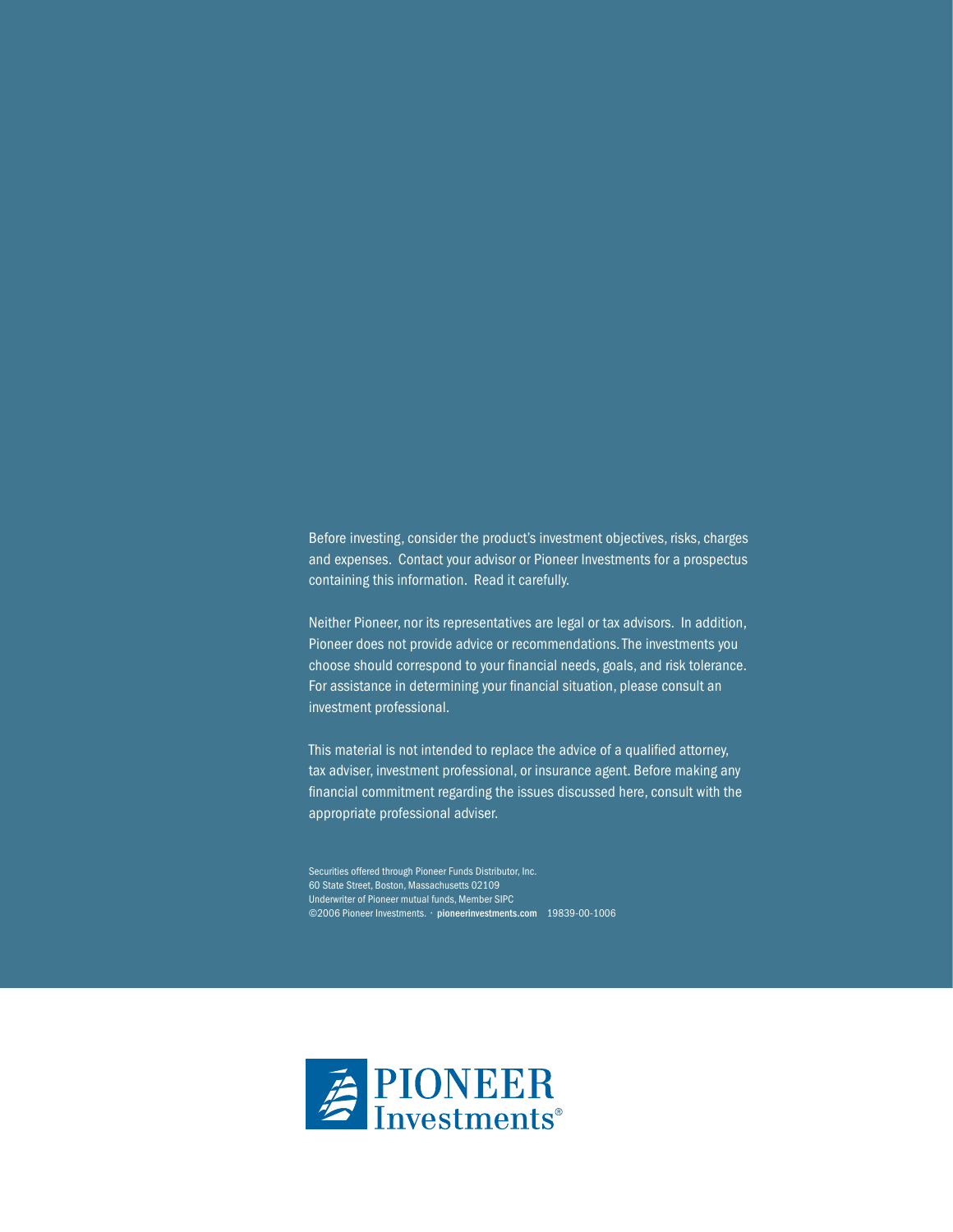Before investing, consider the product's investment objectives, risks, charges and expenses. Contact your advisor or Pioneer Investments for a prospectus containing this information. Read it carefully.

Neither Pioneer, nor its representatives are legal or tax advisors. In addition, Pioneer does not provide advice or recommendations. The investments you choose should correspond to your financial needs, goals, and risk tolerance. For assistance in determining your financial situation, please consult an investment professional.

This material is not intended to replace the advice of a qualified attorney, tax adviser, investment professional, or insurance agent. Before making any financial commitment regarding the issues discussed here, consult with the appropriate professional adviser.

Securities offered through Pioneer Funds Distributor, Inc.
60 State Street, Boston, Massachusetts 02109
Underwriter of Pioneer mutual funds, Member SIPC
©2006 Pioneer Investments. · **pioneerinvestments.com** 19839-00-1006

PIONEER Investments®